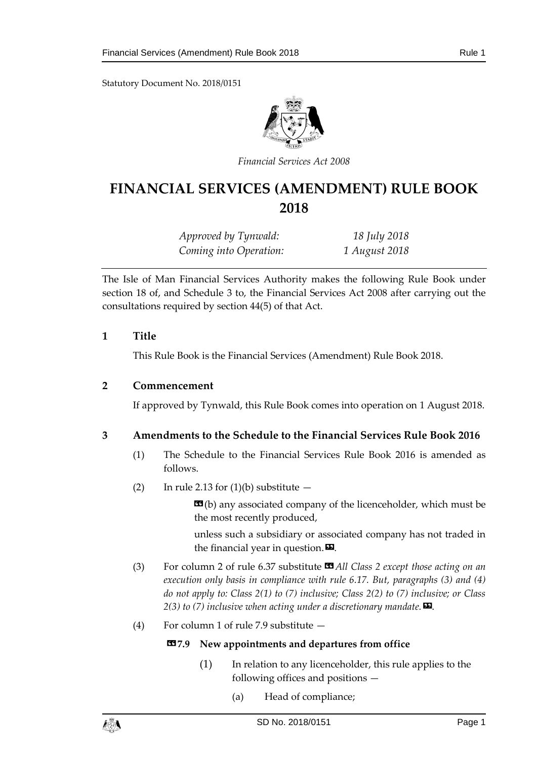Statutory Document No. 2018/0151

*Financial Services Act 2008*

# FINANCIAL SERVICES (AMENDMENT) RULE BOOK 2018

*Approved by Tynwald:* *18 July 2018*
*Coming into Operation:* *1 August 2018*

The Isle of Man Financial Services Authority makes the following Rule Book under section 18 of, and Schedule 3 to, the Financial Services Act 2008 after carrying out the consultations required by section 44(5) of that Act.

## 1 Title

This Rule Book is the Financial Services (Amendment) Rule Book 2018.

## 2 Commencement

If approved by Tynwald, this Rule Book comes into operation on 1 August 2018.

## 3 Amendments to the Schedule to the Financial Services Rule Book 2016

(1) The Schedule to the Financial Services Rule Book 2016 is amended as follows.

(2) In rule 2.13 for (1)(b) substitute —

> «(b) any associated company of the licenceholder, which must be the most recently produced,
>
> unless such a subsidiary or associated company has not traded in the financial year in question.».

(3) For column 2 of rule 6.37 substitute «*All Class 2 except those acting on an execution only basis in compliance with rule 6.17. But, paragraphs (3) and (4) do not apply to: Class 2(1) to (7) inclusive; Class 2(2) to (7) inclusive; or Class 2(3) to (7) inclusive when acting under a discretionary mandate.*».

(4) For column 1 of rule 7.9 substitute —

> **«7.9 New appointments and departures from office**
>
> (1) In relation to any licenceholder, this rule applies to the following offices and positions —
>
> (a) Head of compliance;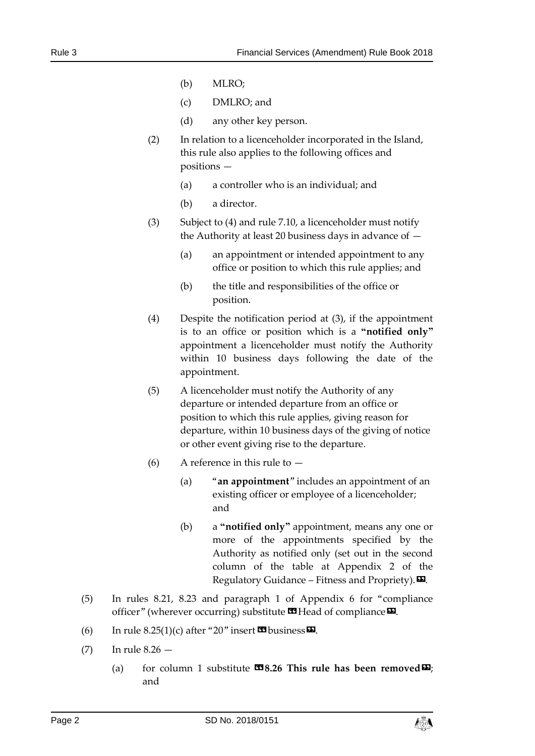(b) MLRO;

(c) DMLRO; and

(d) any other key person.

(2) In relation to a licenceholder incorporated in the Island, this rule also applies to the following offices and positions —

(a) a controller who is an individual; and

(b) a director.

(3) Subject to (4) and rule 7.10, a licenceholder must notify the Authority at least 20 business days in advance of —

(a) an appointment or intended appointment to any office or position to which this rule applies; and

(b) the title and responsibilities of the office or position.

(4) Despite the notification period at (3), if the appointment is to an office or position which is a **"notified only"** appointment a licenceholder must notify the Authority within 10 business days following the date of the appointment.

(5) A licenceholder must notify the Authority of any departure or intended departure from an office or position to which this rule applies, giving reason for departure, within 10 business days of the giving of notice or other event giving rise to the departure.

(6) A reference in this rule to —

(a) "**an appointment**" includes an appointment of an existing officer or employee of a licenceholder; and

(b) a **"notified only"** appointment, means any one or more of the appointments specified by the Authority as notified only (set out in the second column of the table at Appendix 2 of the Regulatory Guidance – Fitness and Propriety).».

(5) In rules 8.21, 8.23 and paragraph 1 of Appendix 6 for "compliance officer" (wherever occurring) substitute «Head of compliance».

(6) In rule 8.25(1)(c) after "20" insert «business».

(7) In rule 8.26 —

(a) for column 1 substitute «**8.26 This rule has been removed**»; and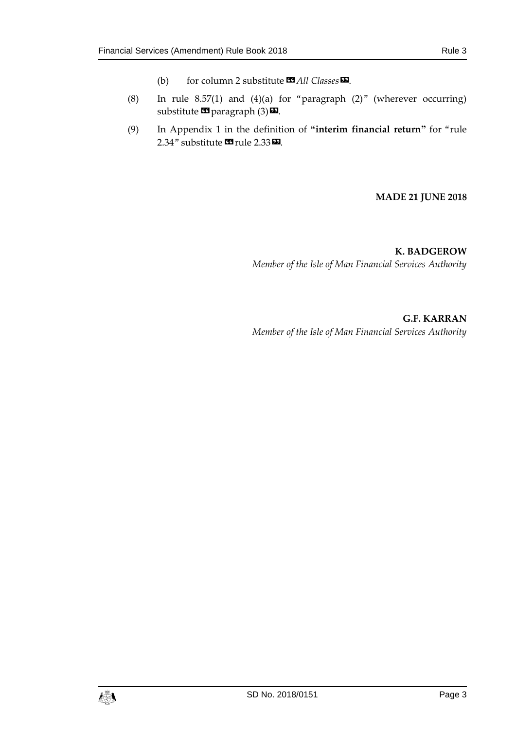(b) for column 2 substitute «*All Classes*».

(8) In rule 8.57(1) and (4)(a) for "paragraph (2)" (wherever occurring) substitute «paragraph (3)».

(9) In Appendix 1 in the definition of **"interim financial return"** for "rule 2.34" substitute «rule 2.33».

**MADE 21 JUNE 2018**

**K. BADGEROW**
*Member of the Isle of Man Financial Services Authority*

**G.F. KARRAN**
*Member of the Isle of Man Financial Services Authority*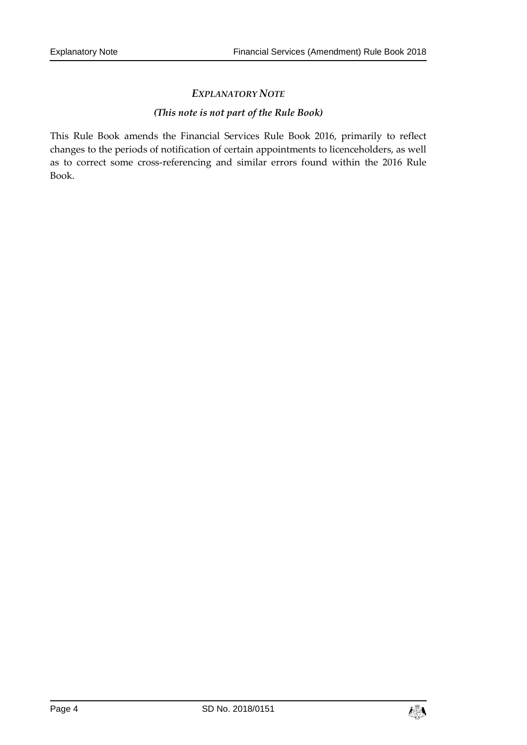## *EXPLANATORY NOTE*

*(This note is not part of the Rule Book)*

This Rule Book amends the Financial Services Rule Book 2016, primarily to reflect changes to the periods of notification of certain appointments to licenceholders, as well as to correct some cross-referencing and similar errors found within the 2016 Rule Book.